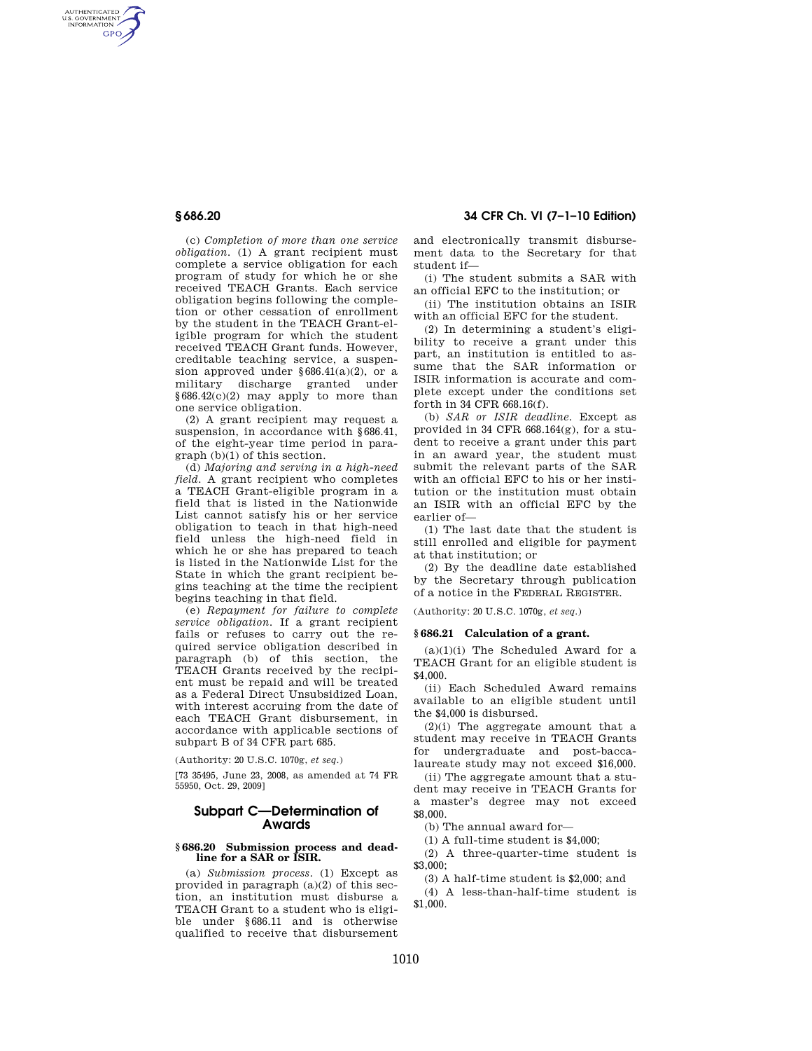(c) *Completion of more than one service obligation.* (1) A grant recipient must complete a service obligation for each program of study for which he or she received TEACH Grants. Each service obligation begins following the completion or other cessation of enrollment by the student in the TEACH Grant-eligible program for which the student received TEACH Grant funds. However, creditable teaching service, a suspension approved under §686.41(a)(2), or a military discharge granted under §686.42(c)(2) may apply to more than one service obligation.

(2) A grant recipient may request a suspension, in accordance with §686.41, of the eight-year time period in paragraph (b)(1) of this section.

(d) *Majoring and serving in a high-need field.* A grant recipient who completes a TEACH Grant-eligible program in a field that is listed in the Nationwide List cannot satisfy his or her service obligation to teach in that high-need field unless the high-need field in which he or she has prepared to teach is listed in the Nationwide List for the State in which the grant recipient begins teaching at the time the recipient begins teaching in that field.

(e) *Repayment for failure to complete service obligation.* If a grant recipient fails or refuses to carry out the required service obligation described in paragraph (b) of this section, the TEACH Grants received by the recipient must be repaid and will be treated as a Federal Direct Unsubsidized Loan, with interest accruing from the date of each TEACH Grant disbursement, in accordance with applicable sections of subpart B of 34 CFR part 685.

(Authority: 20 U.S.C. 1070g, *et seq.*)

[73 35495, June 23, 2008, as amended at 74 FR 55950, Oct. 29, 2009]

## Subpart C—Determination of Awards

### §686.20 Submission process and deadline for a SAR or ISIR.

(a) *Submission process.* (1) Except as provided in paragraph (a)(2) of this section, an institution must disburse a TEACH Grant to a student who is eligible under §686.11 and is otherwise qualified to receive that disbursement and electronically transmit disbursement data to the Secretary for that student if—

(i) The student submits a SAR with an official EFC to the institution; or

(ii) The institution obtains an ISIR with an official EFC for the student.

(2) In determining a student's eligibility to receive a grant under this part, an institution is entitled to assume that the SAR information or ISIR information is accurate and complete except under the conditions set forth in 34 CFR 668.16(f).

(b) *SAR or ISIR deadline.* Except as provided in 34 CFR 668.164(g), for a student to receive a grant under this part in an award year, the student must submit the relevant parts of the SAR with an official EFC to his or her institution or the institution must obtain an ISIR with an official EFC by the earlier of—

(1) The last date that the student is still enrolled and eligible for payment at that institution; or

(2) By the deadline date established by the Secretary through publication of a notice in the FEDERAL REGISTER.

(Authority: 20 U.S.C. 1070g, *et seq.*)

### §686.21 Calculation of a grant.

(a)(1)(i) The Scheduled Award for a TEACH Grant for an eligible student is $4,000.

(ii) Each Scheduled Award remains available to an eligible student until the $4,000 is disbursed.

(2)(i) The aggregate amount that a student may receive in TEACH Grants for undergraduate and post-baccalaureate study may not exceed $16,000.

(ii) The aggregate amount that a student may receive in TEACH Grants for a master's degree may not exceed $8,000.

(b) The annual award for—

(1) A full-time student is $4,000;

(2) A three-quarter-time student is $3,000;

(3) A half-time student is $2,000; and

(4) A less-than-half-time student is $1,000.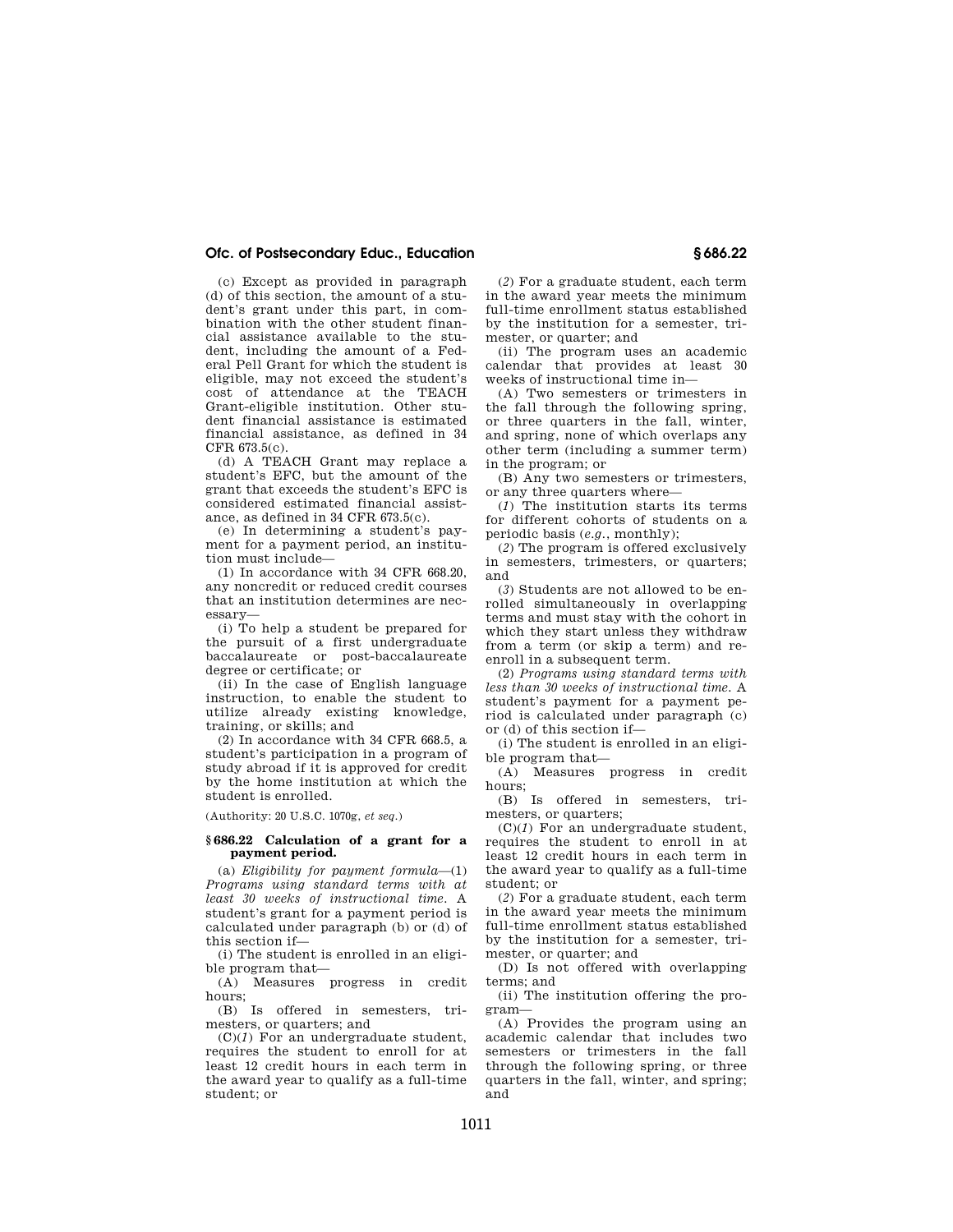(c) Except as provided in paragraph (d) of this section, the amount of a student's grant under this part, in combination with the other student financial assistance available to the student, including the amount of a Federal Pell Grant for which the student is eligible, may not exceed the student's cost of attendance at the TEACH Grant-eligible institution. Other student financial assistance is estimated financial assistance, as defined in 34 CFR 673.5(c).

(d) A TEACH Grant may replace a student's EFC, but the amount of the grant that exceeds the student's EFC is considered estimated financial assistance, as defined in 34 CFR 673.5(c).

(e) In determining a student's payment for a payment period, an institution must include—

(1) In accordance with 34 CFR 668.20, any noncredit or reduced credit courses that an institution determines are necessary—

(i) To help a student be prepared for the pursuit of a first undergraduate baccalaureate or post-baccalaureate degree or certificate; or

(ii) In the case of English language instruction, to enable the student to utilize already existing knowledge, training, or skills; and

(2) In accordance with 34 CFR 668.5, a student's participation in a program of study abroad if it is approved for credit by the home institution at which the student is enrolled.

(Authority: 20 U.S.C. 1070g, *et seq.*)

### § 686.22 Calculation of a grant for a payment period.

(a) *Eligibility for payment formula*—(1) *Programs using standard terms with at least 30 weeks of instructional time.* A student's grant for a payment period is calculated under paragraph (b) or (d) of this section if—

(i) The student is enrolled in an eligible program that—

(A) Measures progress in credit hours;

(B) Is offered in semesters, trimesters, or quarters; and

(C)(*1*) For an undergraduate student, requires the student to enroll for at least 12 credit hours in each term in the award year to qualify as a full-time student; or

(*2*) For a graduate student, each term in the award year meets the minimum full-time enrollment status established by the institution for a semester, trimester, or quarter; and

(ii) The program uses an academic calendar that provides at least 30 weeks of instructional time in—

(A) Two semesters or trimesters in the fall through the following spring, or three quarters in the fall, winter, and spring, none of which overlaps any other term (including a summer term) in the program; or

(B) Any two semesters or trimesters, or any three quarters where—

(*1*) The institution starts its terms for different cohorts of students on a periodic basis (*e.g.*, monthly);

(*2*) The program is offered exclusively in semesters, trimesters, or quarters; and

(*3*) Students are not allowed to be enrolled simultaneously in overlapping terms and must stay with the cohort in which they start unless they withdraw from a term (or skip a term) and re-enroll in a subsequent term.

(2) *Programs using standard terms with less than 30 weeks of instructional time.* A student's payment for a payment period is calculated under paragraph (c) or (d) of this section if—

(i) The student is enrolled in an eligible program that—

(A) Measures progress in credit hours;

(B) Is offered in semesters, trimesters, or quarters;

(C)(*1*) For an undergraduate student, requires the student to enroll in at least 12 credit hours in each term in the award year to qualify as a full-time student; or

(*2*) For a graduate student, each term in the award year meets the minimum full-time enrollment status established by the institution for a semester, trimester, or quarter; and

(D) Is not offered with overlapping terms; and

(ii) The institution offering the program—

(A) Provides the program using an academic calendar that includes two semesters or trimesters in the fall through the following spring, or three quarters in the fall, winter, and spring; and